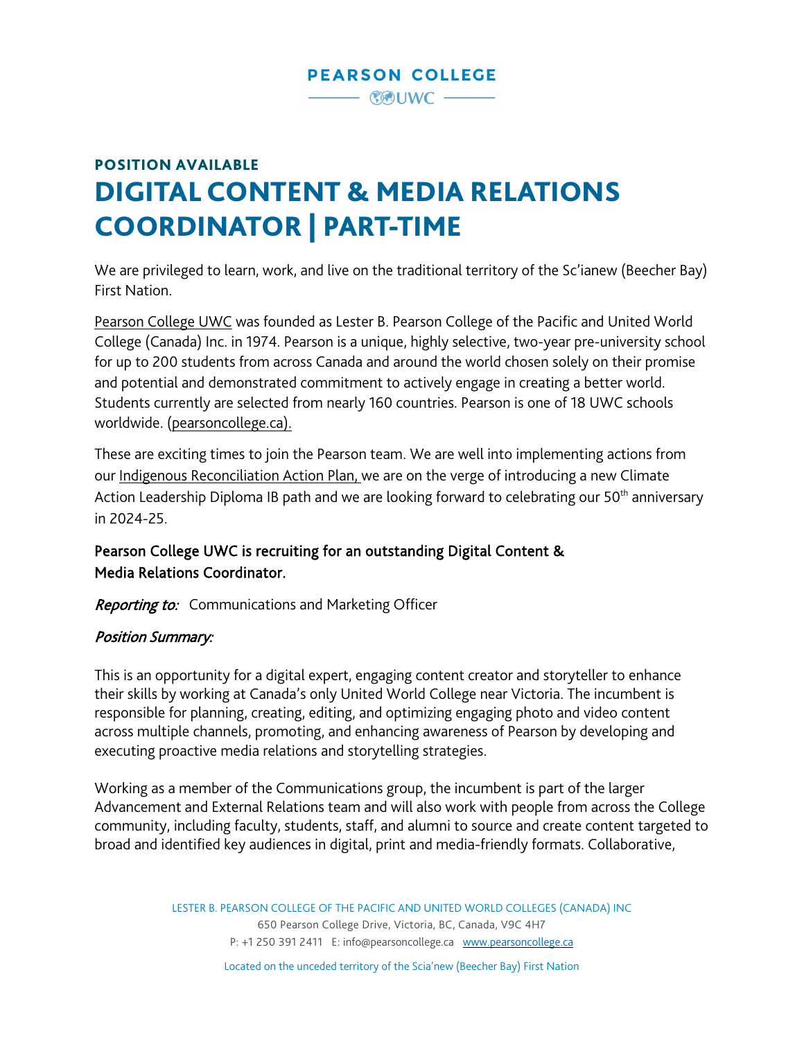# POSITION AVAILABLE

# DIGITAL CONTENT & MEDIA RELATIONS COORDINATOR | PART-TIME

We are privileged to learn, work, and live on the traditional territory of the Sc'ianew (Beecher Bay) First Nation.

Pearson College UWC was founded as Lester B. Pearson College of the Pacific and United World College (Canada) Inc. in 1974. Pearson is a unique, highly selective, two-year pre-university school for up to 200 students from across Canada and around the world chosen solely on their promise and potential and demonstrated commitment to actively engage in creating a better world. Students currently are selected from nearly 160 countries. Pearson is one of 18 UWC schools worldwide. (pearsoncollege.ca).

These are exciting times to join the Pearson team. We are well into implementing actions from our Indigenous Reconciliation Action Plan, we are on the verge of introducing a new Climate Action Leadership Diploma IB path and we are looking forward to celebrating our 50th anniversary in 2024-25.

**Pearson College UWC is recruiting for an outstanding Digital Content & Media Relations Coordinator.**

***Reporting to:*** Communications and Marketing Officer

***Position Summary:***

This is an opportunity for a digital expert, engaging content creator and storyteller to enhance their skills by working at Canada's only United World College near Victoria. The incumbent is responsible for planning, creating, editing, and optimizing engaging photo and video content across multiple channels, promoting, and enhancing awareness of Pearson by developing and executing proactive media relations and storytelling strategies.

Working as a member of the Communications group, the incumbent is part of the larger Advancement and External Relations team and will also work with people from across the College community, including faculty, students, staff, and alumni to source and create content targeted to broad and identified key audiences in digital, print and media-friendly formats. Collaborative,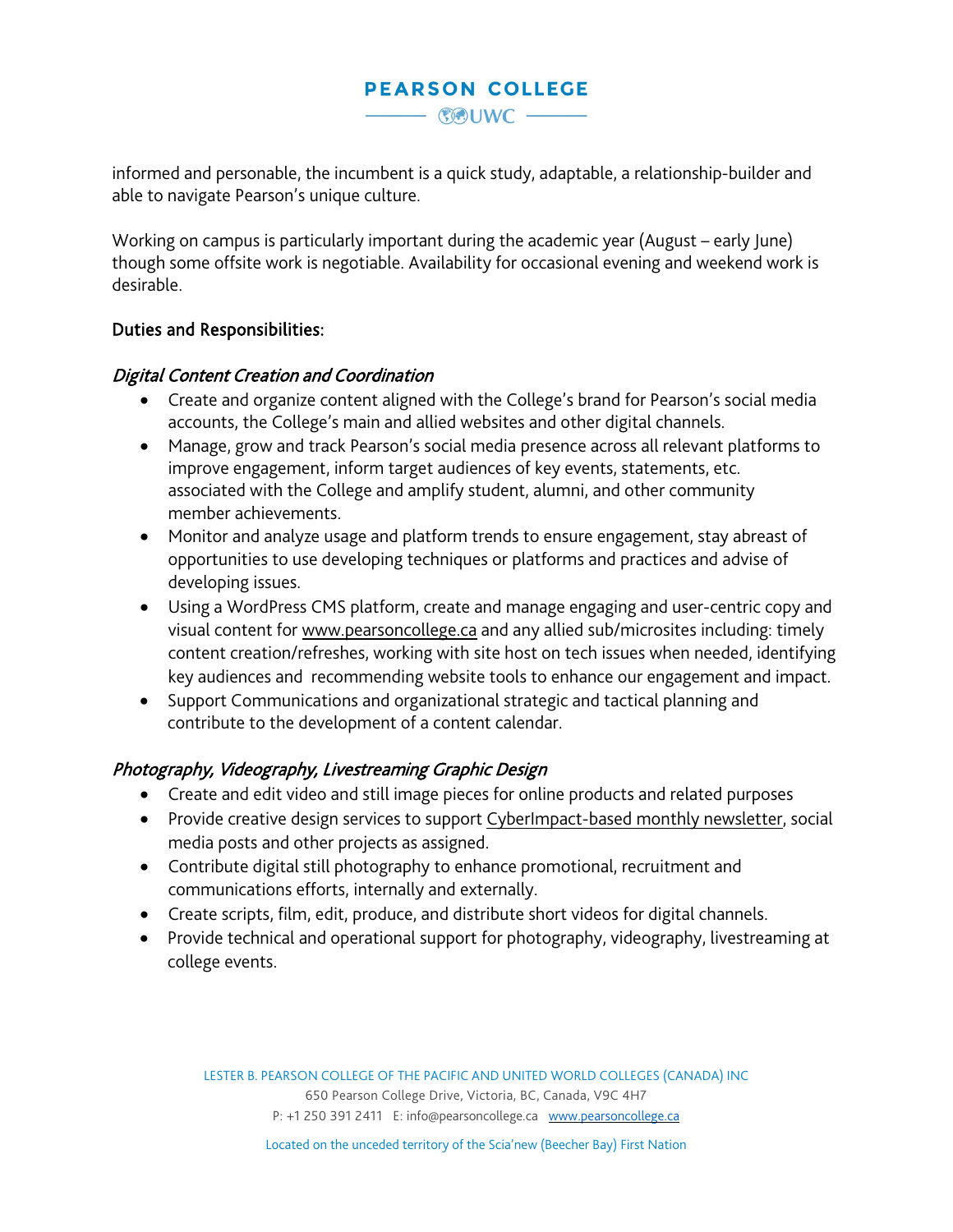informed and personable, the incumbent is a quick study, adaptable, a relationship-builder and able to navigate Pearson's unique culture.

Working on campus is particularly important during the academic year (August – early June) though some offsite work is negotiable. Availability for occasional evening and weekend work is desirable.

## Duties and Responsibilities:

### *Digital Content Creation and Coordination*

- Create and organize content aligned with the College's brand for Pearson's social media accounts, the College's main and allied websites and other digital channels.
- Manage, grow and track Pearson's social media presence across all relevant platforms to improve engagement, inform target audiences of key events, statements, etc. associated with the College and amplify student, alumni, and other community member achievements.
- Monitor and analyze usage and platform trends to ensure engagement, stay abreast of opportunities to use developing techniques or platforms and practices and advise of developing issues.
- Using a WordPress CMS platform, create and manage engaging and user-centric copy and visual content for www.pearsoncollege.ca and any allied sub/microsites including: timely content creation/refreshes, working with site host on tech issues when needed, identifying key audiences and recommending website tools to enhance our engagement and impact.
- Support Communications and organizational strategic and tactical planning and contribute to the development of a content calendar.

### *Photography, Videography, Livestreaming Graphic Design*

- Create and edit video and still image pieces for online products and related purposes
- Provide creative design services to support CyberImpact-based monthly newsletter, social media posts and other projects as assigned.
- Contribute digital still photography to enhance promotional, recruitment and communications efforts, internally and externally.
- Create scripts, film, edit, produce, and distribute short videos for digital channels.
- Provide technical and operational support for photography, videography, livestreaming at college events.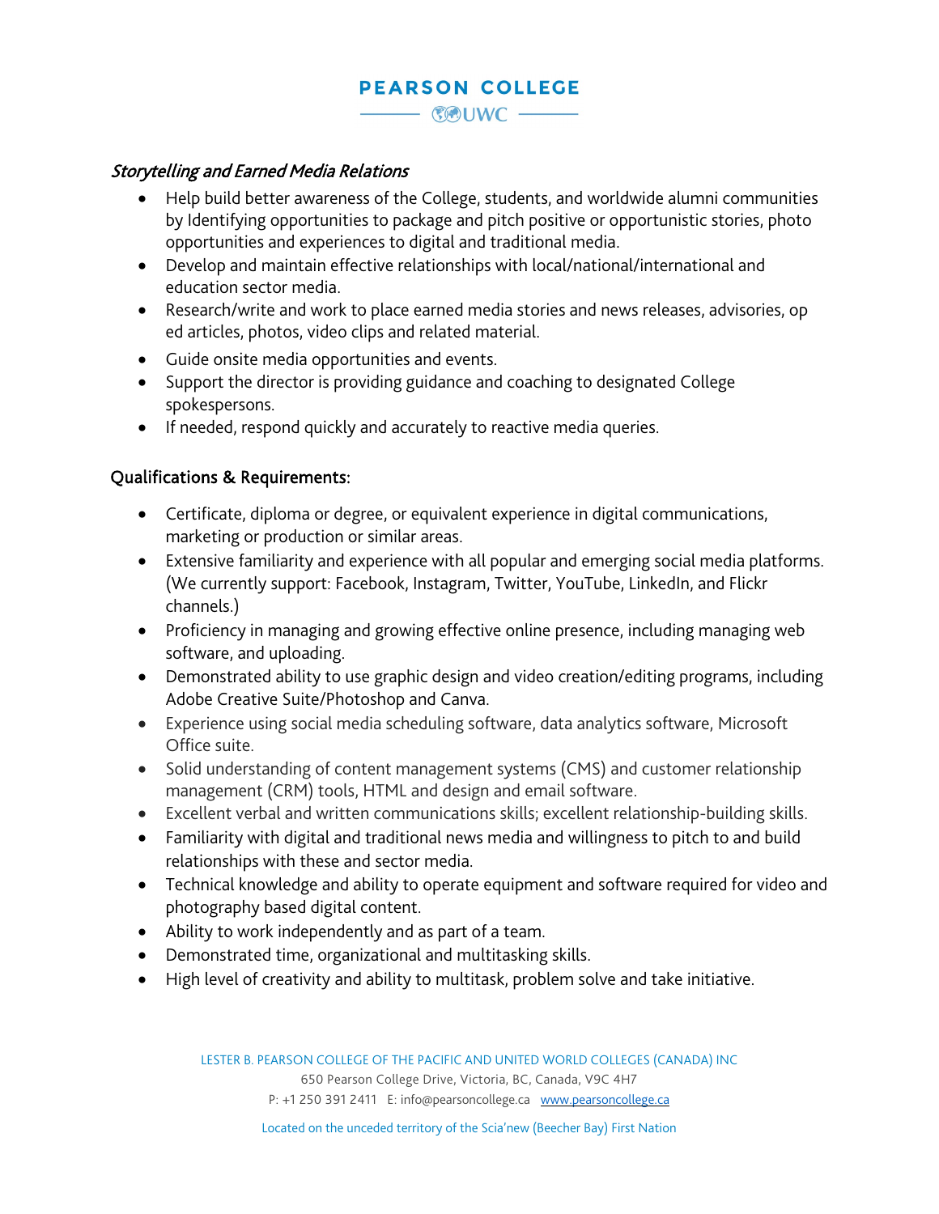*Storytelling and Earned Media Relations*

- Help build better awareness of the College, students, and worldwide alumni communities by Identifying opportunities to package and pitch positive or opportunistic stories, photo opportunities and experiences to digital and traditional media.
- Develop and maintain effective relationships with local/national/international and education sector media.
- Research/write and work to place earned media stories and news releases, advisories, op ed articles, photos, video clips and related material.
- Guide onsite media opportunities and events.
- Support the director is providing guidance and coaching to designated College spokespersons.
- If needed, respond quickly and accurately to reactive media queries.

Qualifications & Requirements:

- Certificate, diploma or degree, or equivalent experience in digital communications, marketing or production or similar areas.
- Extensive familiarity and experience with all popular and emerging social media platforms. (We currently support: Facebook, Instagram, Twitter, YouTube, LinkedIn, and Flickr channels.)
- Proficiency in managing and growing effective online presence, including managing web software, and uploading.
- Demonstrated ability to use graphic design and video creation/editing programs, including Adobe Creative Suite/Photoshop and Canva.
- Experience using social media scheduling software, data analytics software, Microsoft Office suite.
- Solid understanding of content management systems (CMS) and customer relationship management (CRM) tools, HTML and design and email software.
- Excellent verbal and written communications skills; excellent relationship-building skills.
- Familiarity with digital and traditional news media and willingness to pitch to and build relationships with these and sector media.
- Technical knowledge and ability to operate equipment and software required for video and photography based digital content.
- Ability to work independently and as part of a team.
- Demonstrated time, organizational and multitasking skills.
- High level of creativity and ability to multitask, problem solve and take initiative.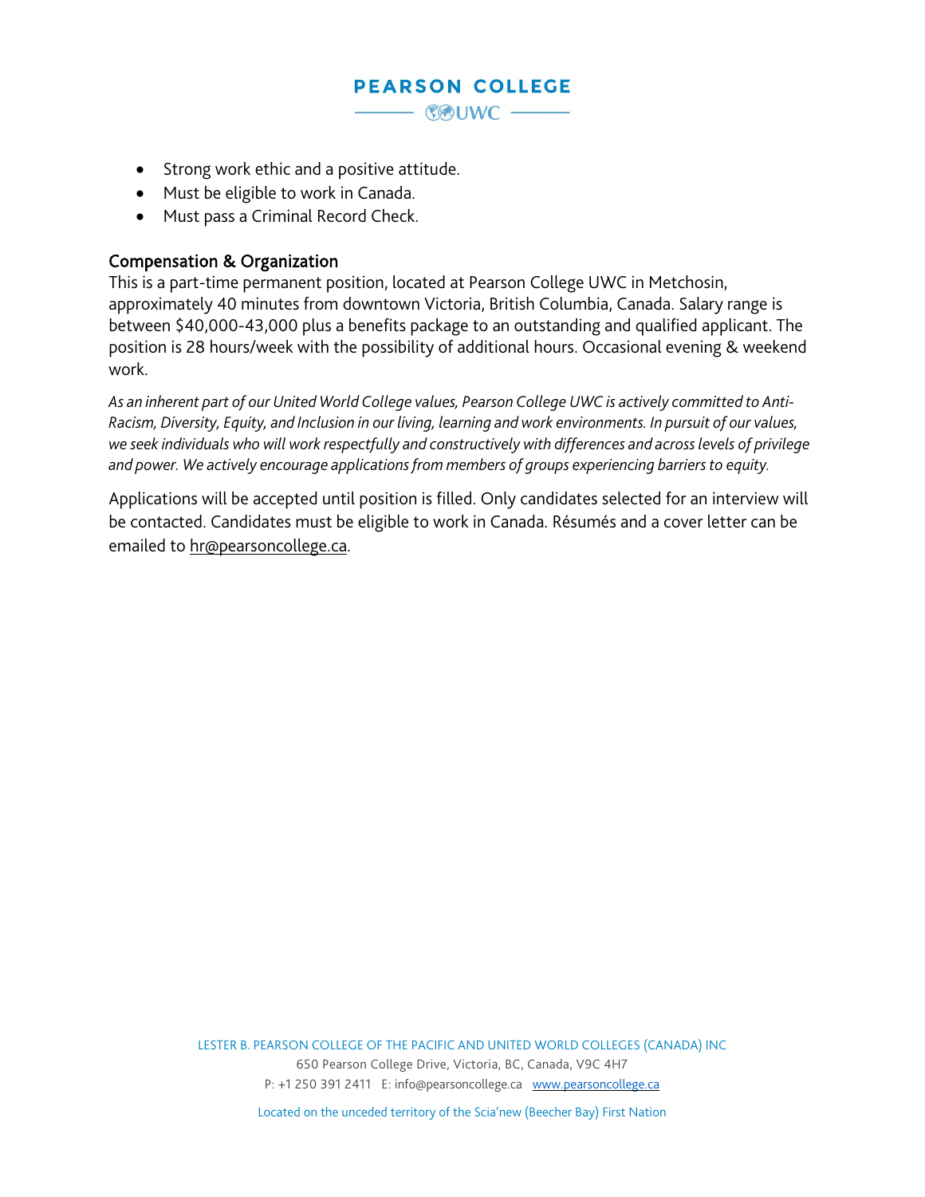- Strong work ethic and a positive attitude.
- Must be eligible to work in Canada.
- Must pass a Criminal Record Check.

## Compensation & Organization

This is a part-time permanent position, located at Pearson College UWC in Metchosin, approximately 40 minutes from downtown Victoria, British Columbia, Canada. Salary range is between $40,000-43,000 plus a benefits package to an outstanding and qualified applicant. The position is 28 hours/week with the possibility of additional hours. Occasional evening & weekend work.

*As an inherent part of our United World College values, Pearson College UWC is actively committed to Anti-Racism, Diversity, Equity, and Inclusion in our living, learning and work environments. In pursuit of our values, we seek individuals who will work respectfully and constructively with differences and across levels of privilege and power. We actively encourage applications from members of groups experiencing barriers to equity.*

Applications will be accepted until position is filled. Only candidates selected for an interview will be contacted. Candidates must be eligible to work in Canada. Résumés and a cover letter can be emailed to hr@pearsoncollege.ca.